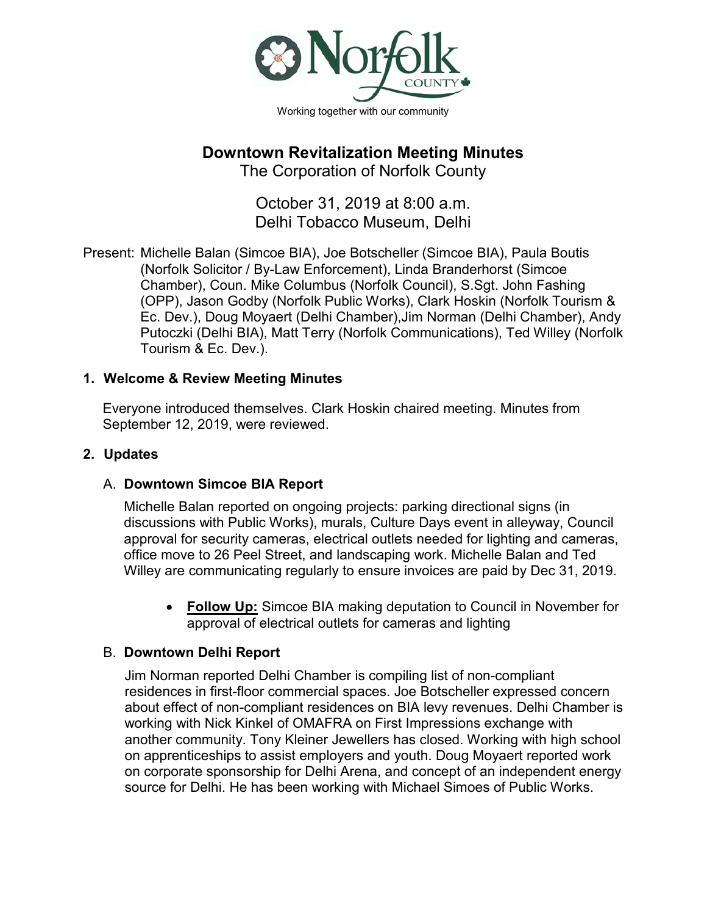Norfolk County

Working together with our community

# Downtown Revitalization Meeting Minutes

The Corporation of Norfolk County

October 31, 2019 at 8:00 a.m.
Delhi Tobacco Museum, Delhi

Present: Michelle Balan (Simcoe BIA), Joe Botscheller (Simcoe BIA), Paula Boutis (Norfolk Solicitor / By-Law Enforcement), Linda Branderhorst (Simcoe Chamber), Coun. Mike Columbus (Norfolk Council), S.Sgt. John Fashing (OPP), Jason Godby (Norfolk Public Works), Clark Hoskin (Norfolk Tourism & Ec. Dev.), Doug Moyaert (Delhi Chamber),Jim Norman (Delhi Chamber), Andy Putoczki (Delhi BIA), Matt Terry (Norfolk Communications), Ted Willey (Norfolk Tourism & Ec. Dev.).

## 1. Welcome & Review Meeting Minutes

Everyone introduced themselves. Clark Hoskin chaired meeting. Minutes from September 12, 2019, were reviewed.

## 2. Updates

### A. Downtown Simcoe BIA Report

Michelle Balan reported on ongoing projects: parking directional signs (in discussions with Public Works), murals, Culture Days event in alleyway, Council approval for security cameras, electrical outlets needed for lighting and cameras, office move to 26 Peel Street, and landscaping work. Michelle Balan and Ted Willey are communicating regularly to ensure invoices are paid by Dec 31, 2019.

- **Follow Up:** Simcoe BIA making deputation to Council in November for approval of electrical outlets for cameras and lighting

### B. Downtown Delhi Report

Jim Norman reported Delhi Chamber is compiling list of non-compliant residences in first-floor commercial spaces. Joe Botscheller expressed concern about effect of non-compliant residences on BIA levy revenues. Delhi Chamber is working with Nick Kinkel of OMAFRA on First Impressions exchange with another community. Tony Kleiner Jewellers has closed. Working with high school on apprenticeships to assist employers and youth. Doug Moyaert reported work on corporate sponsorship for Delhi Arena, and concept of an independent energy source for Delhi. He has been working with Michael Simoes of Public Works.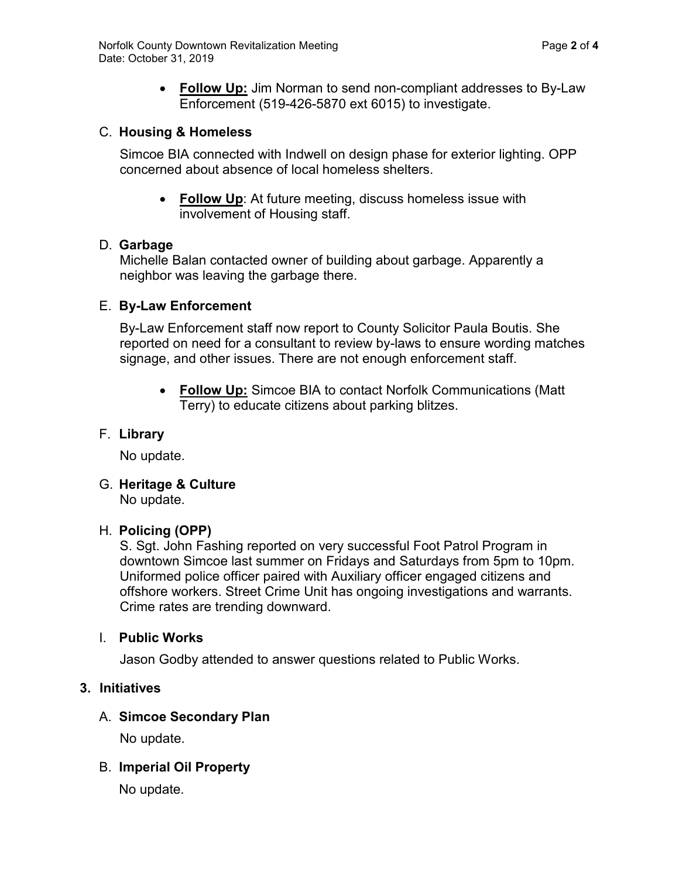- **Follow Up:** Jim Norman to send non-compliant addresses to By-Law Enforcement (519-426-5870 ext 6015) to investigate.

### C. Housing & Homeless

Simcoe BIA connected with Indwell on design phase for exterior lighting. OPP concerned about absence of local homeless shelters.

- **Follow Up**: At future meeting, discuss homeless issue with involvement of Housing staff.

### D. Garbage

Michelle Balan contacted owner of building about garbage. Apparently a neighbor was leaving the garbage there.

### E. By-Law Enforcement

By-Law Enforcement staff now report to County Solicitor Paula Boutis. She reported on need for a consultant to review by-laws to ensure wording matches signage, and other issues. There are not enough enforcement staff.

- **Follow Up:** Simcoe BIA to contact Norfolk Communications (Matt Terry) to educate citizens about parking blitzes.

### F. Library

No update.

### G. Heritage & Culture

No update.

### H. Policing (OPP)

S. Sgt. John Fashing reported on very successful Foot Patrol Program in downtown Simcoe last summer on Fridays and Saturdays from 5pm to 10pm. Uniformed police officer paired with Auxiliary officer engaged citizens and offshore workers. Street Crime Unit has ongoing investigations and warrants. Crime rates are trending downward.

### I. Public Works

Jason Godby attended to answer questions related to Public Works.

## 3. Initiatives

### A. Simcoe Secondary Plan

No update.

### B. Imperial Oil Property

No update.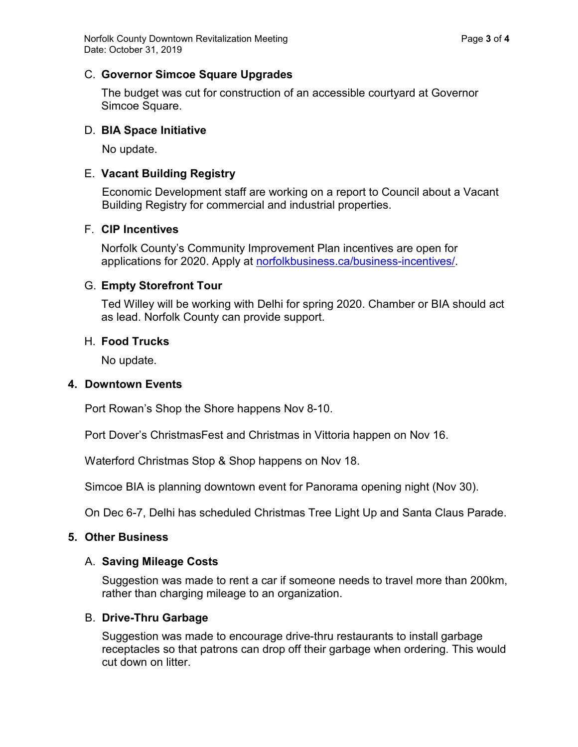### C. **Governor Simcoe Square Upgrades**

The budget was cut for construction of an accessible courtyard at Governor Simcoe Square.

### D. **BIA Space Initiative**

No update.

### E. **Vacant Building Registry**

Economic Development staff are working on a report to Council about a Vacant Building Registry for commercial and industrial properties.

### F. **CIP Incentives**

Norfolk County's Community Improvement Plan incentives are open for applications for 2020. Apply at [norfolkbusiness.ca/business-incentives/](norfolkbusiness.ca/business-incentives/).

### G. **Empty Storefront Tour**

Ted Willey will be working with Delhi for spring 2020. Chamber or BIA should act as lead. Norfolk County can provide support.

### H. **Food Trucks**

No update.

## 4. **Downtown Events**

Port Rowan's Shop the Shore happens Nov 8-10.

Port Dover's ChristmasFest and Christmas in Vittoria happen on Nov 16.

Waterford Christmas Stop & Shop happens on Nov 18.

Simcoe BIA is planning downtown event for Panorama opening night (Nov 30).

On Dec 6-7, Delhi has scheduled Christmas Tree Light Up and Santa Claus Parade.

## 5. **Other Business**

### A. **Saving Mileage Costs**

Suggestion was made to rent a car if someone needs to travel more than 200km, rather than charging mileage to an organization.

### B. **Drive-Thru Garbage**

Suggestion was made to encourage drive-thru restaurants to install garbage receptacles so that patrons can drop off their garbage when ordering. This would cut down on litter.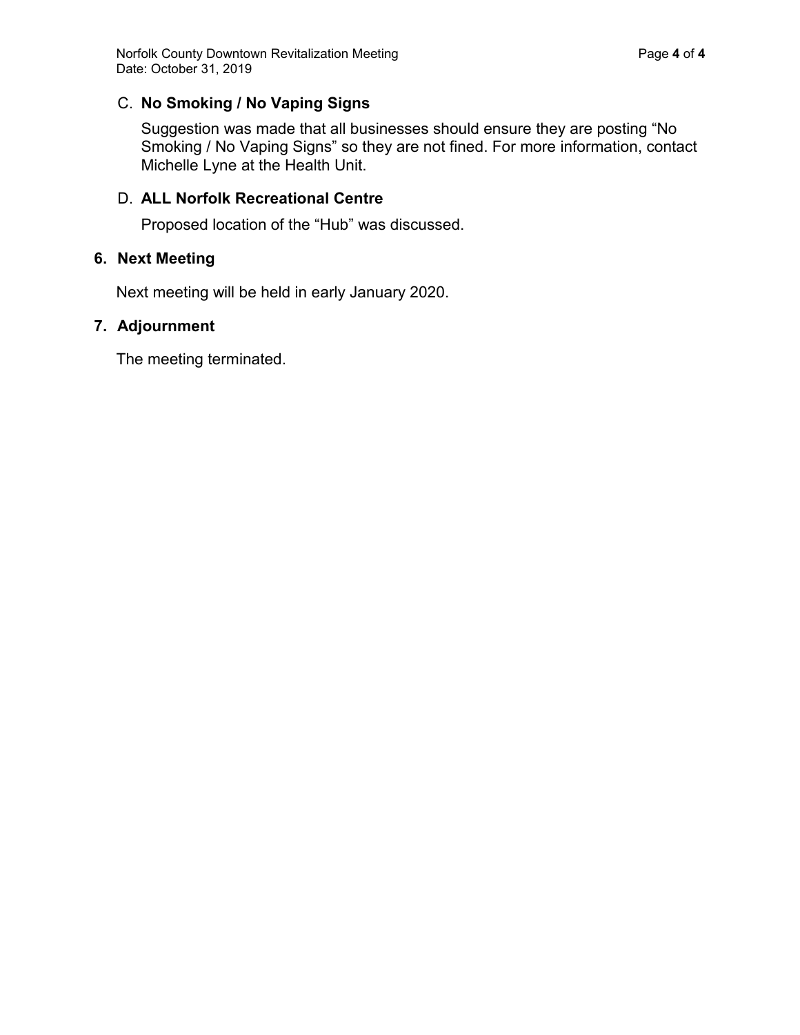### C. **No Smoking / No Vaping Signs**

Suggestion was made that all businesses should ensure they are posting "No Smoking / No Vaping Signs" so they are not fined. For more information, contact Michelle Lyne at the Health Unit.

### D. **ALL Norfolk Recreational Centre**

Proposed location of the "Hub" was discussed.

## 6. Next Meeting

Next meeting will be held in early January 2020.

## 7. Adjournment

The meeting terminated.